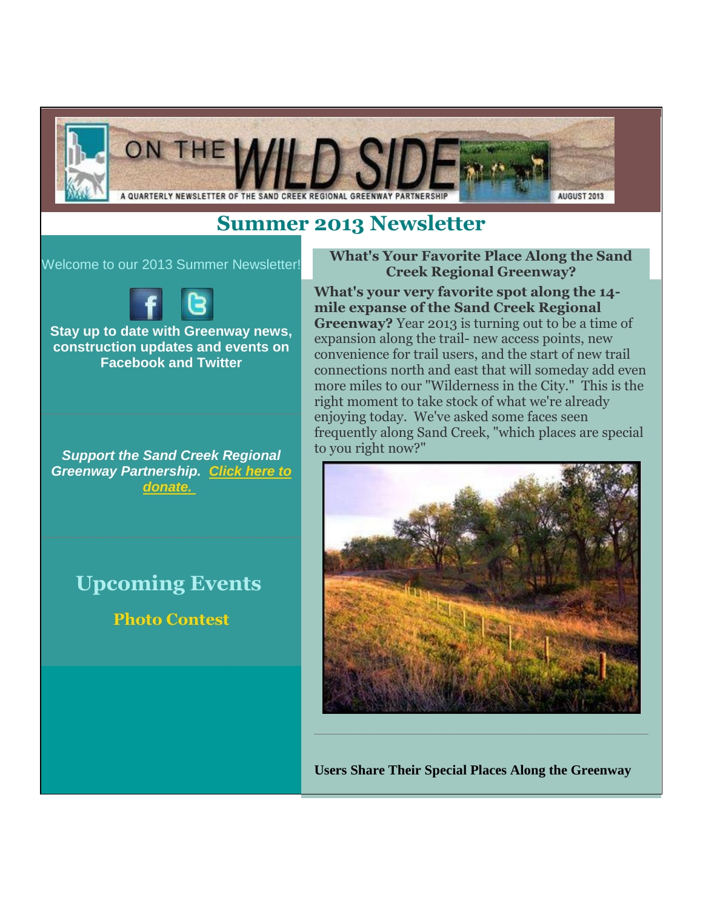ON THE WILD SIDE

A QUARTERLY NEWSLETTER OF THE SAND CREEK REGIONAL GREENWAY PARTNERSHIP

AUGUST 2013

# Summer 2013 Newsletter

Welcome to our 2013 Summer Newsletter!

**Stay up to date with Greenway news, construction updates and events on Facebook and Twitter**

***Support the Sand Creek Regional Greenway Partnership. Click here to donate.***

## Upcoming Events

### Photo Contest

### What's Your Favorite Place Along the Sand Creek Regional Greenway?

**What's your very favorite spot along the 14-mile expanse of the Sand Creek Regional Greenway?** Year 2013 is turning out to be a time of expansion along the trail- new access points, new convenience for trail users, and the start of new trail connections north and east that will someday add even more miles to our "Wilderness in the City." This is the right moment to take stock of what we're already enjoying today. We've asked some faces seen frequently along Sand Creek, "which places are special to you right now?"

**Users Share Their Special Places Along the Greenway**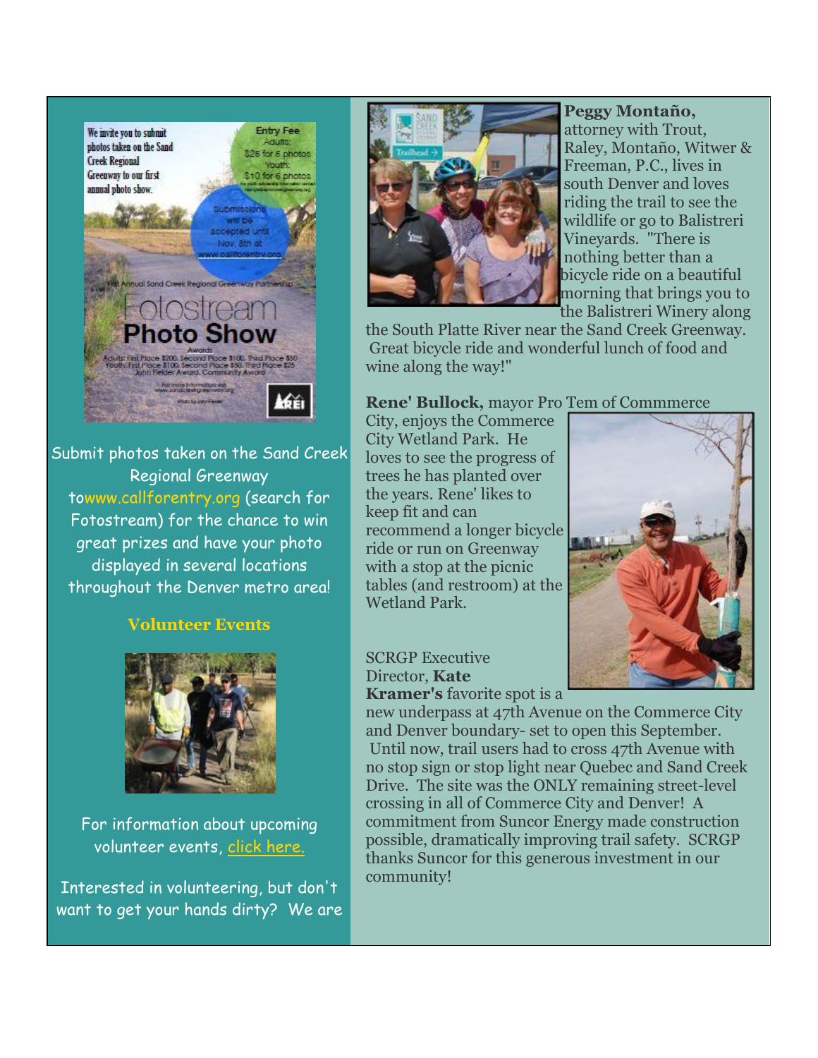Submit photos taken on the Sand Creek Regional Greenway towww.callforentry.org (search for Fotostream) for the chance to win great prizes and have your photo displayed in several locations throughout the Denver metro area!

### Volunteer Events

For information about upcoming volunteer events, click here.

Interested in volunteering, but don't want to get your hands dirty? We are

**Peggy Montaño,** attorney with Trout, Raley, Montaño, Witwer & Freeman, P.C., lives in south Denver and loves riding the trail to see the wildlife or go to Balistreri Vineyards. "There is nothing better than a bicycle ride on a beautiful morning that brings you to the Balistreri Winery along the South Platte River near the Sand Creek Greenway. Great bicycle ride and wonderful lunch of food and wine along the way!"

**Rene' Bullock,** mayor Pro Tem of Commmerce City, enjoys the Commerce City Wetland Park. He loves to see the progress of trees he has planted over the years. Rene' likes to keep fit and can recommend a longer bicycle ride or run on Greenway with a stop at the picnic tables (and restroom) at the Wetland Park.

SCRGP Executive Director, **Kate Kramer's** favorite spot is a new underpass at 47th Avenue on the Commerce City and Denver boundary- set to open this September. Until now, trail users had to cross 47th Avenue with no stop sign or stop light near Quebec and Sand Creek Drive. The site was the ONLY remaining street-level crossing in all of Commerce City and Denver! A commitment from Suncor Energy made construction possible, dramatically improving trail safety. SCRGP thanks Suncor for this generous investment in our community!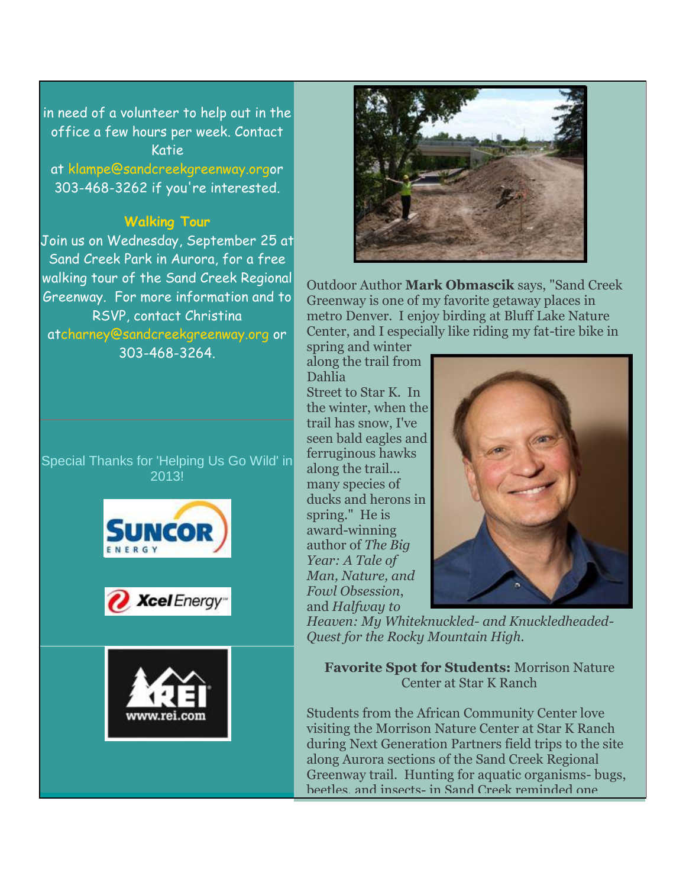in need of a volunteer to help out in the office a few hours per week. Contact Katie at klampe@sandcreekgreenway.orgor 303-468-3262 if you're interested.

**Walking Tour**

Join us on Wednesday, September 25 at Sand Creek Park in Aurora, for a free walking tour of the Sand Creek Regional Greenway. For more information and to RSVP, contact Christina atcharney@sandcreekgreenway.org or 303-468-3264.

Special Thanks for 'Helping Us Go Wild' in 2013!

Outdoor Author **Mark Obmascik** says, "Sand Creek Greenway is one of my favorite getaway places in metro Denver. I enjoy birding at Bluff Lake Nature Center, and I especially like riding my fat-tire bike in spring and winter along the trail from Dahlia Street to Star K. In the winter, when the trail has snow, I've seen bald eagles and ferruginous hawks along the trail... many species of ducks and herons in spring." He is award-winning author of *The Big Year: A Tale of Man, Nature, and Fowl Obsession*, and *Halfway to Heaven: My Whiteknuckled- and Knuckledheaded-Quest for the Rocky Mountain High.*

**Favorite Spot for Students:** Morrison Nature Center at Star K Ranch

Students from the African Community Center love visiting the Morrison Nature Center at Star K Ranch during Next Generation Partners field trips to the site along Aurora sections of the Sand Creek Regional Greenway trail. Hunting for aquatic organisms- bugs, beetles, and insects- in Sand Creek reminded one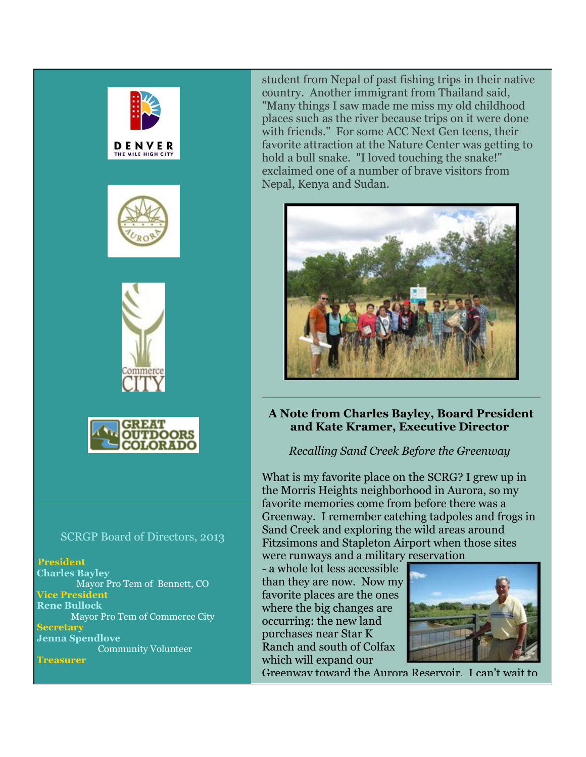SCRGP Board of Directors, 2013

**President**
**Charles Bayley**
Mayor Pro Tem of Bennett, CO
**Vice President**
**Rene Bullock**
Mayor Pro Tem of Commerce City
**Secretary**
**Jenna Spendlove**
Community Volunteer
**Treasurer**

student from Nepal of past fishing trips in their native country. Another immigrant from Thailand said, "Many things I saw made me miss my old childhood places such as the river because trips on it were done with friends." For some ACC Next Gen teens, their favorite attraction at the Nature Center was getting to hold a bull snake. "I loved touching the snake!" exclaimed one of a number of brave visitors from Nepal, Kenya and Sudan.

---

### A Note from Charles Bayley, Board President and Kate Kramer, Executive Director

*Recalling Sand Creek Before the Greenway*

What is my favorite place on the SCRG? I grew up in the Morris Heights neighborhood in Aurora, so my favorite memories come from before there was a Greenway. I remember catching tadpoles and frogs in Sand Creek and exploring the wild areas around Fitzsimons and Stapleton Airport when those sites were runways and a military reservation - a whole lot less accessible than they are now. Now my favorite places are the ones where the big changes are occurring: the new land purchases near Star K Ranch and south of Colfax which will expand our Greenway toward the Aurora Reservoir. I can't wait to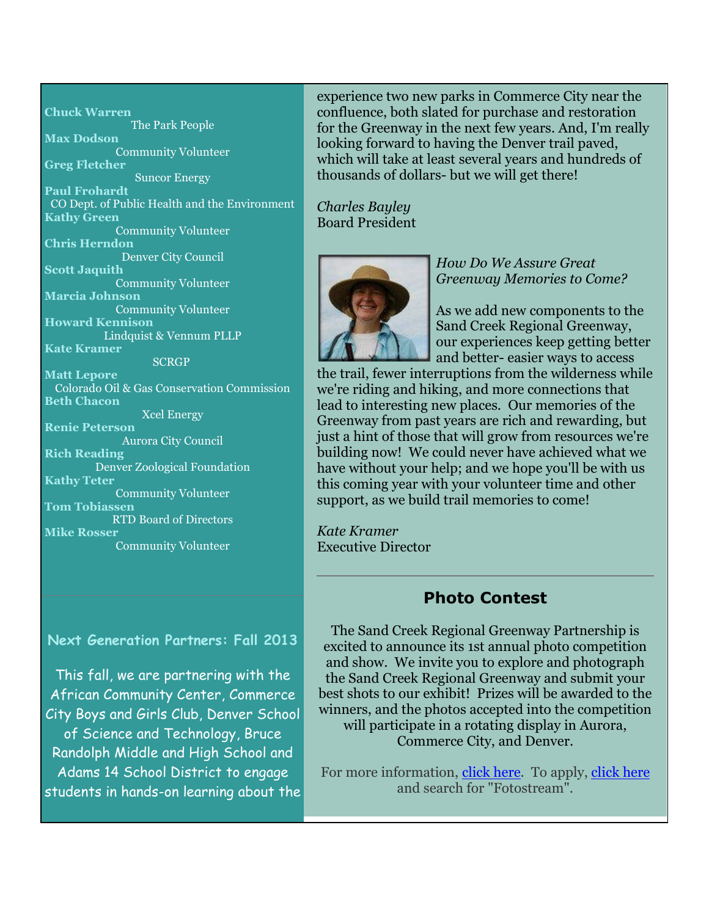**Chuck Warren**
The Park People
**Max Dodson**
Community Volunteer
**Greg Fletcher**
Suncor Energy
**Paul Frohardt**
CO Dept. of Public Health and the Environment
**Kathy Green**
Community Volunteer
**Chris Herndon**
Denver City Council
**Scott Jaquith**
Community Volunteer
**Marcia Johnson**
Community Volunteer
**Howard Kennison**
Lindquist & Vennum PLLP
**Kate Kramer**
SCRGP
**Matt Lepore**
Colorado Oil & Gas Conservation Commission
**Beth Chacon**
Xcel Energy
**Renie Peterson**
Aurora City Council
**Rich Reading**
Denver Zoological Foundation
**Kathy Teter**
Community Volunteer
**Tom Tobiassen**
RTD Board of Directors
**Mike Rosser**
Community Volunteer

## Next Generation Partners: Fall 2013

This fall, we are partnering with the African Community Center, Commerce City Boys and Girls Club, Denver School of Science and Technology, Bruce Randolph Middle and High School and Adams 14 School District to engage students in hands-on learning about the

experience two new parks in Commerce City near the confluence, both slated for purchase and restoration for the Greenway in the next few years. And, I'm really looking forward to having the Denver trail paved, which will take at least several years and hundreds of thousands of dollars- but we will get there!

*Charles Bayley*
Board President

*How Do We Assure Great Greenway Memories to Come?*

As we add new components to the Sand Creek Regional Greenway, our experiences keep getting better and better- easier ways to access the trail, fewer interruptions from the wilderness while we're riding and hiking, and more connections that lead to interesting new places. Our memories of the Greenway from past years are rich and rewarding, but just a hint of those that will grow from resources we're building now! We could never have achieved what we have without your help; and we hope you'll be with us this coming year with your volunteer time and other support, as we build trail memories to come!

*Kate Kramer*
Executive Director

---

## Photo Contest

The Sand Creek Regional Greenway Partnership is excited to announce its 1st annual photo competition and show. We invite you to explore and photograph the Sand Creek Regional Greenway and submit your best shots to our exhibit! Prizes will be awarded to the winners, and the photos accepted into the competition will participate in a rotating display in Aurora, Commerce City, and Denver.

For more information, click here. To apply, click here and search for "Fotostream".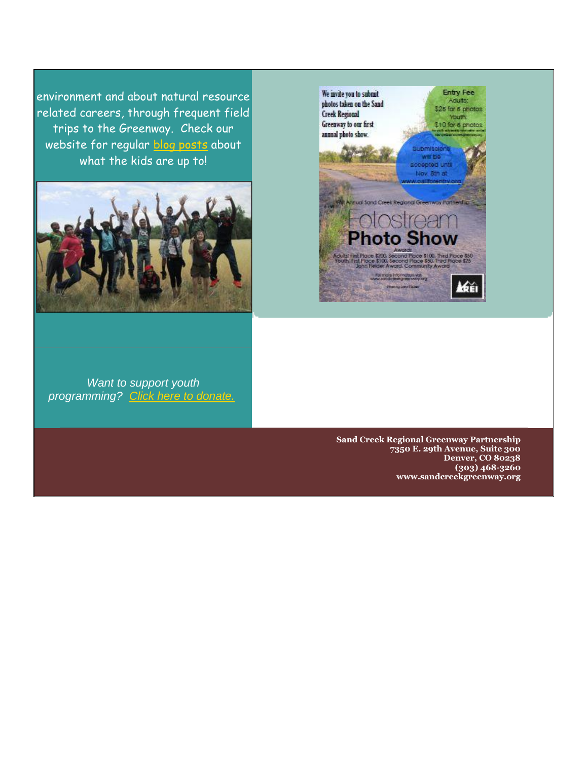environment and about natural resource related careers, through frequent field trips to the Greenway. Check our website for regular blog posts about what the kids are up to!

*Want to support youth programming? Click here to donate.*

**Sand Creek Regional Greenway Partnership**
**7350 E. 29th Avenue, Suite 300**
**Denver, CO 80238**
**(303) 468-3260**
**www.sandcreekgreenway.org**